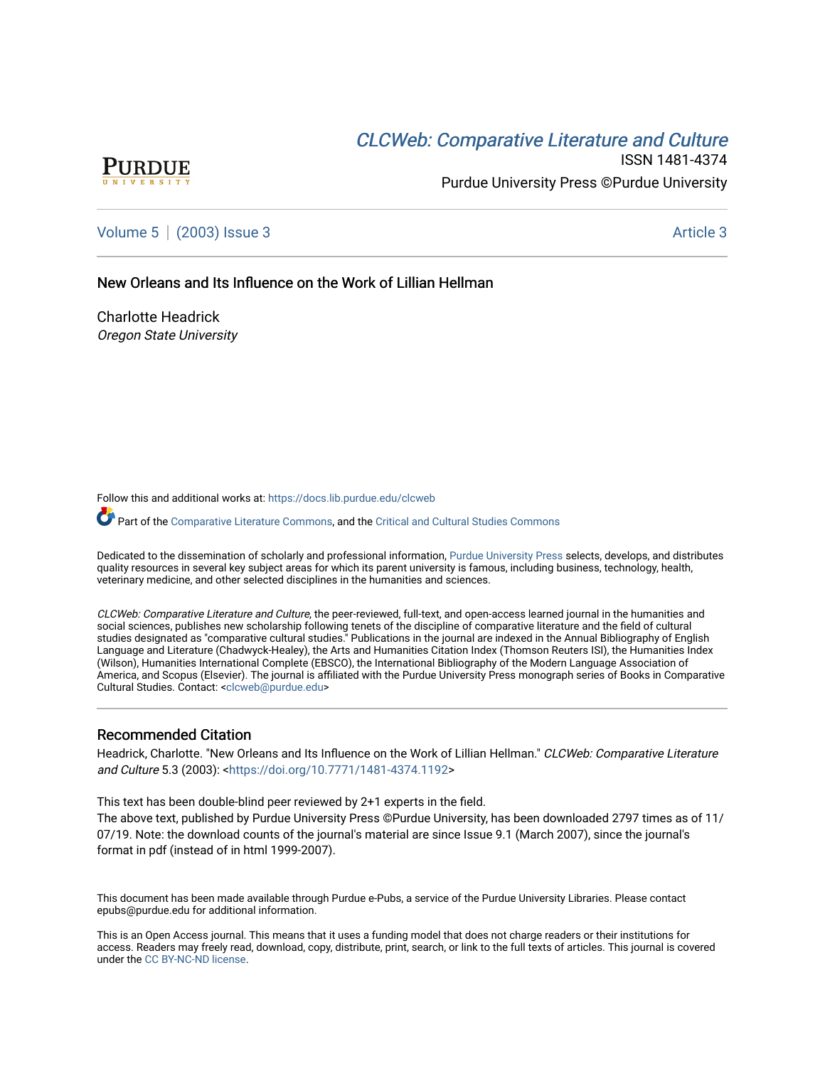CLCWeb: Comparative Literature and Culture

ISSN 1481-4374

Purdue University Press ©Purdue University

Volume 5 | (2003) Issue 3 Article 3

# New Orleans and Its Influence on the Work of Lillian Hellman

Charlotte Headrick
*Oregon State University*

Follow this and additional works at: https://docs.lib.purdue.edu/clcweb

Part of the Comparative Literature Commons, and the Critical and Cultural Studies Commons

Dedicated to the dissemination of scholarly and professional information, Purdue University Press selects, develops, and distributes quality resources in several key subject areas for which its parent university is famous, including business, technology, health, veterinary medicine, and other selected disciplines in the humanities and sciences.

*CLCWeb: Comparative Literature and Culture*, the peer-reviewed, full-text, and open-access learned journal in the humanities and social sciences, publishes new scholarship following tenets of the discipline of comparative literature and the field of cultural studies designated as "comparative cultural studies." Publications in the journal are indexed in the Annual Bibliography of English Language and Literature (Chadwyck-Healey), the Arts and Humanities Citation Index (Thomson Reuters ISI), the Humanities Index (Wilson), Humanities International Complete (EBSCO), the International Bibliography of the Modern Language Association of America, and Scopus (Elsevier). The journal is affiliated with the Purdue University Press monograph series of Books in Comparative Cultural Studies. Contact: <clcweb@purdue.edu>

## Recommended Citation

Headrick, Charlotte. "New Orleans and Its Influence on the Work of Lillian Hellman." *CLCWeb: Comparative Literature and Culture* 5.3 (2003): <https://doi.org/10.7771/1481-4374.1192>

This text has been double-blind peer reviewed by 2+1 experts in the field.
The above text, published by Purdue University Press ©Purdue University, has been downloaded 2797 times as of 11/07/19. Note: the download counts of the journal's material are since Issue 9.1 (March 2007), since the journal's format in pdf (instead of in html 1999-2007).

This document has been made available through Purdue e-Pubs, a service of the Purdue University Libraries. Please contact epubs@purdue.edu for additional information.

This is an Open Access journal. This means that it uses a funding model that does not charge readers or their institutions for access. Readers may freely read, download, copy, distribute, print, search, or link to the full texts of articles. This journal is covered under the CC BY-NC-ND license.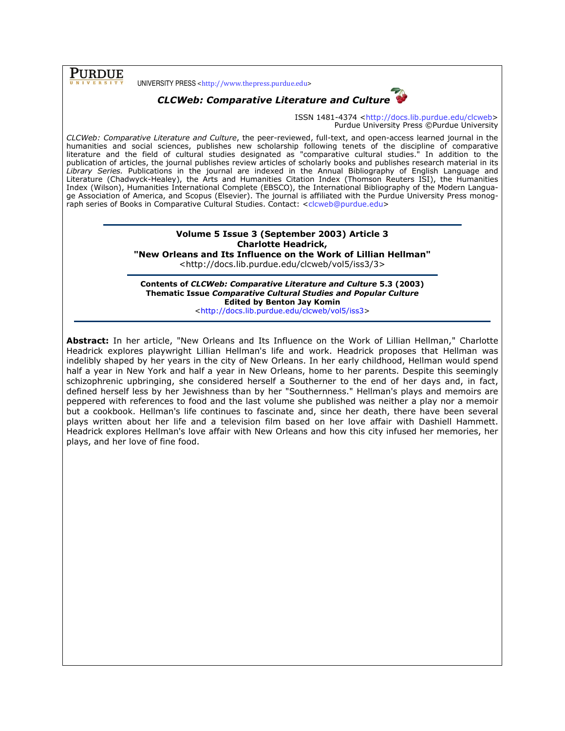**PURDUE** UNIVERSITY PRESS <http://www.thepress.purdue.edu>

***CLCWeb: Comparative Literature and Culture***

ISSN 1481-4374 <http://docs.lib.purdue.edu/clcweb>
Purdue University Press ©Purdue University

*CLCWeb: Comparative Literature and Culture*, the peer-reviewed, full-text, and open-access learned journal in the humanities and social sciences, publishes new scholarship following tenets of the discipline of comparative literature and the field of cultural studies designated as "comparative cultural studies." In addition to the publication of articles, the journal publishes review articles of scholarly books and publishes research material in its *Library Series*. Publications in the journal are indexed in the Annual Bibliography of English Language and Literature (Chadwyck-Healey), the Arts and Humanities Citation Index (Thomson Reuters ISI), the Humanities Index (Wilson), Humanities International Complete (EBSCO), the International Bibliography of the Modern Language Association of America, and Scopus (Elsevier). The journal is affiliated with the Purdue University Press monograph series of Books in Comparative Cultural Studies. Contact: <clcweb@purdue.edu>

**Volume 5 Issue 3 (September 2003) Article 3**
**Charlotte Headrick,**
**"New Orleans and Its Influence on the Work of Lillian Hellman"**
<http://docs.lib.purdue.edu/clcweb/vol5/iss3/3>

**Contents of *CLCWeb: Comparative Literature and Culture* 5.3 (2003)**
**Thematic Issue *Comparative Cultural Studies and Popular Culture***
**Edited by Benton Jay Komin**
<http://docs.lib.purdue.edu/clcweb/vol5/iss3>

**Abstract:** In her article, "New Orleans and Its Influence on the Work of Lillian Hellman," Charlotte Headrick explores playwright Lillian Hellman's life and work. Headrick proposes that Hellman was indelibly shaped by her years in the city of New Orleans. In her early childhood, Hellman would spend half a year in New York and half a year in New Orleans, home to her parents. Despite this seemingly schizophrenic upbringing, she considered herself a Southerner to the end of her days and, in fact, defined herself less by her Jewishness than by her "Southernness." Hellman's plays and memoirs are peppered with references to food and the last volume she published was neither a play nor a memoir but a cookbook. Hellman's life continues to fascinate and, since her death, there have been several plays written about her life and a television film based on her love affair with Dashiell Hammett. Headrick explores Hellman's love affair with New Orleans and how this city infused her memories, her plays, and her love of fine food.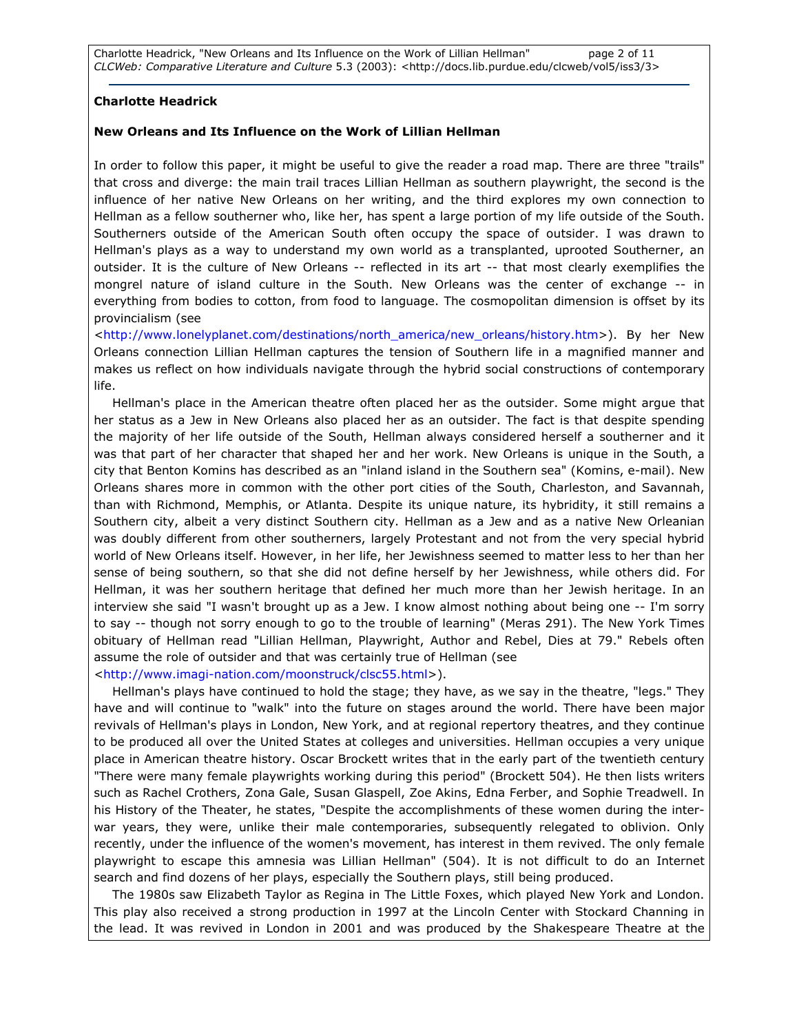**Charlotte Headrick**

**New Orleans and Its Influence on the Work of Lillian Hellman**

In order to follow this paper, it might be useful to give the reader a road map. There are three "trails" that cross and diverge: the main trail traces Lillian Hellman as southern playwright, the second is the influence of her native New Orleans on her writing, and the third explores my own connection to Hellman as a fellow southerner who, like her, has spent a large portion of my life outside of the South. Southerners outside of the American South often occupy the space of outsider. I was drawn to Hellman's plays as a way to understand my own world as a transplanted, uprooted Southerner, an outsider. It is the culture of New Orleans -- reflected in its art -- that most clearly exemplifies the mongrel nature of island culture in the South. New Orleans was the center of exchange -- in everything from bodies to cotton, from food to language. The cosmopolitan dimension is offset by its provincialism (see <http://www.lonelyplanet.com/destinations/north_america/new_orleans/history.htm>). By her New Orleans connection Lillian Hellman captures the tension of Southern life in a magnified manner and makes us reflect on how individuals navigate through the hybrid social constructions of contemporary life.

Hellman's place in the American theatre often placed her as the outsider. Some might argue that her status as a Jew in New Orleans also placed her as an outsider. The fact is that despite spending the majority of her life outside of the South, Hellman always considered herself a southerner and it was that part of her character that shaped her and her work. New Orleans is unique in the South, a city that Benton Komins has described as an "inland island in the Southern sea" (Komins, e-mail). New Orleans shares more in common with the other port cities of the South, Charleston, and Savannah, than with Richmond, Memphis, or Atlanta. Despite its unique nature, its hybridity, it still remains a Southern city, albeit a very distinct Southern city. Hellman as a Jew and as a native New Orleanian was doubly different from other southerners, largely Protestant and not from the very special hybrid world of New Orleans itself. However, in her life, her Jewishness seemed to matter less to her than her sense of being southern, so that she did not define herself by her Jewishness, while others did. For Hellman, it was her southern heritage that defined her much more than her Jewish heritage. In an interview she said "I wasn't brought up as a Jew. I know almost nothing about being one -- I'm sorry to say -- though not sorry enough to go to the trouble of learning" (Meras 291). The New York Times obituary of Hellman read "Lillian Hellman, Playwright, Author and Rebel, Dies at 79." Rebels often assume the role of outsider and that was certainly true of Hellman (see <http://www.imagi-nation.com/moonstruck/clsc55.html>).

Hellman's plays have continued to hold the stage; they have, as we say in the theatre, "legs." They have and will continue to "walk" into the future on stages around the world. There have been major revivals of Hellman's plays in London, New York, and at regional repertory theatres, and they continue to be produced all over the United States at colleges and universities. Hellman occupies a very unique place in American theatre history. Oscar Brockett writes that in the early part of the twentieth century "There were many female playwrights working during this period" (Brockett 504). He then lists writers such as Rachel Crothers, Zona Gale, Susan Glaspell, Zoe Akins, Edna Ferber, and Sophie Treadwell. In his History of the Theater, he states, "Despite the accomplishments of these women during the inter-war years, they were, unlike their male contemporaries, subsequently relegated to oblivion. Only recently, under the influence of the women's movement, has interest in them revived. The only female playwright to escape this amnesia was Lillian Hellman" (504). It is not difficult to do an Internet search and find dozens of her plays, especially the Southern plays, still being produced.

The 1980s saw Elizabeth Taylor as Regina in The Little Foxes, which played New York and London. This play also received a strong production in 1997 at the Lincoln Center with Stockard Channing in the lead. It was revived in London in 2001 and was produced by the Shakespeare Theatre at the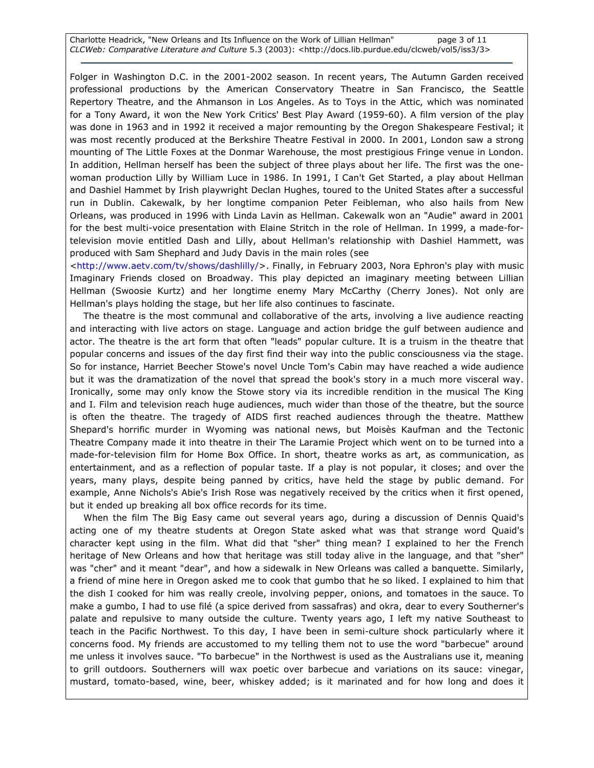Folger in Washington D.C. in the 2001-2002 season. In recent years, The Autumn Garden received professional productions by the American Conservatory Theatre in San Francisco, the Seattle Repertory Theatre, and the Ahmanson in Los Angeles. As to Toys in the Attic, which was nominated for a Tony Award, it won the New York Critics' Best Play Award (1959-60). A film version of the play was done in 1963 and in 1992 it received a major remounting by the Oregon Shakespeare Festival; it was most recently produced at the Berkshire Theatre Festival in 2000. In 2001, London saw a strong mounting of The Little Foxes at the Donmar Warehouse, the most prestigious Fringe venue in London. In addition, Hellman herself has been the subject of three plays about her life. The first was the one-woman production Lilly by William Luce in 1986. In 1991, I Can't Get Started, a play about Hellman and Dashiel Hammet by Irish playwright Declan Hughes, toured to the United States after a successful run in Dublin. Cakewalk, by her longtime companion Peter Feibleman, who also hails from New Orleans, was produced in 1996 with Linda Lavin as Hellman. Cakewalk won an "Audie" award in 2001 for the best multi-voice presentation with Elaine Stritch in the role of Hellman. In 1999, a made-for-television movie entitled Dash and Lilly, about Hellman's relationship with Dashiel Hammett, was produced with Sam Shephard and Judy Davis in the main roles (see <http://www.aetv.com/tv/shows/dashlilly/>. Finally, in February 2003, Nora Ephron's play with music Imaginary Friends closed on Broadway. This play depicted an imaginary meeting between Lillian Hellman (Swoosie Kurtz) and her longtime enemy Mary McCarthy (Cherry Jones). Not only are Hellman's plays holding the stage, but her life also continues to fascinate.

The theatre is the most communal and collaborative of the arts, involving a live audience reacting and interacting with live actors on stage. Language and action bridge the gulf between audience and actor. The theatre is the art form that often "leads" popular culture. It is a truism in the theatre that popular concerns and issues of the day first find their way into the public consciousness via the stage. So for instance, Harriet Beecher Stowe's novel Uncle Tom's Cabin may have reached a wide audience but it was the dramatization of the novel that spread the book's story in a much more visceral way. Ironically, some may only know the Stowe story via its incredible rendition in the musical The King and I. Film and television reach huge audiences, much wider than those of the theatre, but the source is often the theatre. The tragedy of AIDS first reached audiences through the theatre. Matthew Shepard's horrific murder in Wyoming was national news, but Moisès Kaufman and the Tectonic Theatre Company made it into theatre in their The Laramie Project which went on to be turned into a made-for-television film for Home Box Office. In short, theatre works as art, as communication, as entertainment, and as a reflection of popular taste. If a play is not popular, it closes; and over the years, many plays, despite being panned by critics, have held the stage by public demand. For example, Anne Nichols's Abie's Irish Rose was negatively received by the critics when it first opened, but it ended up breaking all box office records for its time.

When the film The Big Easy came out several years ago, during a discussion of Dennis Quaid's acting one of my theatre students at Oregon State asked what was that strange word Quaid's character kept using in the film. What did that "sher" thing mean? I explained to her the French heritage of New Orleans and how that heritage was still today alive in the language, and that "sher" was "cher" and it meant "dear", and how a sidewalk in New Orleans was called a banquette. Similarly, a friend of mine here in Oregon asked me to cook that gumbo that he so liked. I explained to him that the dish I cooked for him was really creole, involving pepper, onions, and tomatoes in the sauce. To make a gumbo, I had to use filé (a spice derived from sassafras) and okra, dear to every Southerner's palate and repulsive to many outside the culture. Twenty years ago, I left my native Southeast to teach in the Pacific Northwest. To this day, I have been in semi-culture shock particularly where it concerns food. My friends are accustomed to my telling them not to use the word "barbecue" around me unless it involves sauce. "To barbecue" in the Northwest is used as the Australians use it, meaning to grill outdoors. Southerners will wax poetic over barbecue and variations on its sauce: vinegar, mustard, tomato-based, wine, beer, whiskey added; is it marinated and for how long and does it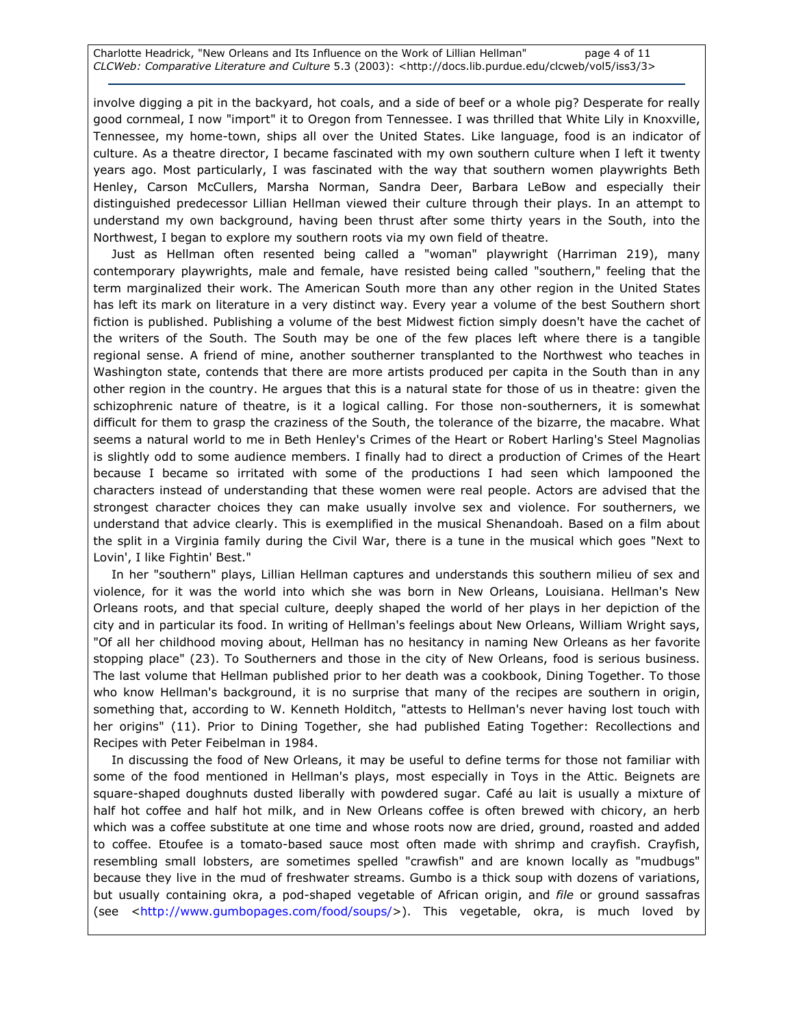involve digging a pit in the backyard, hot coals, and a side of beef or a whole pig? Desperate for really good cornmeal, I now "import" it to Oregon from Tennessee. I was thrilled that White Lily in Knoxville, Tennessee, my home-town, ships all over the United States. Like language, food is an indicator of culture. As a theatre director, I became fascinated with my own southern culture when I left it twenty years ago. Most particularly, I was fascinated with the way that southern women playwrights Beth Henley, Carson McCullers, Marsha Norman, Sandra Deer, Barbara LeBow and especially their distinguished predecessor Lillian Hellman viewed their culture through their plays. In an attempt to understand my own background, having been thrust after some thirty years in the South, into the Northwest, I began to explore my southern roots via my own field of theatre.

Just as Hellman often resented being called a "woman" playwright (Harriman 219), many contemporary playwrights, male and female, have resisted being called "southern," feeling that the term marginalized their work. The American South more than any other region in the United States has left its mark on literature in a very distinct way. Every year a volume of the best Southern short fiction is published. Publishing a volume of the best Midwest fiction simply doesn't have the cachet of the writers of the South. The South may be one of the few places left where there is a tangible regional sense. A friend of mine, another southerner transplanted to the Northwest who teaches in Washington state, contends that there are more artists produced per capita in the South than in any other region in the country. He argues that this is a natural state for those of us in theatre: given the schizophrenic nature of theatre, is it a logical calling. For those non-southerners, it is somewhat difficult for them to grasp the craziness of the South, the tolerance of the bizarre, the macabre. What seems a natural world to me in Beth Henley's Crimes of the Heart or Robert Harling's Steel Magnolias is slightly odd to some audience members. I finally had to direct a production of Crimes of the Heart because I became so irritated with some of the productions I had seen which lampooned the characters instead of understanding that these women were real people. Actors are advised that the strongest character choices they can make usually involve sex and violence. For southerners, we understand that advice clearly. This is exemplified in the musical Shenandoah. Based on a film about the split in a Virginia family during the Civil War, there is a tune in the musical which goes "Next to Lovin', I like Fightin' Best."

In her "southern" plays, Lillian Hellman captures and understands this southern milieu of sex and violence, for it was the world into which she was born in New Orleans, Louisiana. Hellman's New Orleans roots, and that special culture, deeply shaped the world of her plays in her depiction of the city and in particular its food. In writing of Hellman's feelings about New Orleans, William Wright says, "Of all her childhood moving about, Hellman has no hesitancy in naming New Orleans as her favorite stopping place" (23). To Southerners and those in the city of New Orleans, food is serious business. The last volume that Hellman published prior to her death was a cookbook, Dining Together. To those who know Hellman's background, it is no surprise that many of the recipes are southern in origin, something that, according to W. Kenneth Holditch, "attests to Hellman's never having lost touch with her origins" (11). Prior to Dining Together, she had published Eating Together: Recollections and Recipes with Peter Feibelman in 1984.

In discussing the food of New Orleans, it may be useful to define terms for those not familiar with some of the food mentioned in Hellman's plays, most especially in Toys in the Attic. Beignets are square-shaped doughnuts dusted liberally with powdered sugar. Café au lait is usually a mixture of half hot coffee and half hot milk, and in New Orleans coffee is often brewed with chicory, an herb which was a coffee substitute at one time and whose roots now are dried, ground, roasted and added to coffee. Etoufee is a tomato-based sauce most often made with shrimp and crayfish. Crayfish, resembling small lobsters, are sometimes spelled "crawfish" and are known locally as "mudbugs" because they live in the mud of freshwater streams. Gumbo is a thick soup with dozens of variations, but usually containing okra, a pod-shaped vegetable of African origin, and *file* or ground sassafras (see <http://www.gumbopages.com/food/soups/>). This vegetable, okra, is much loved by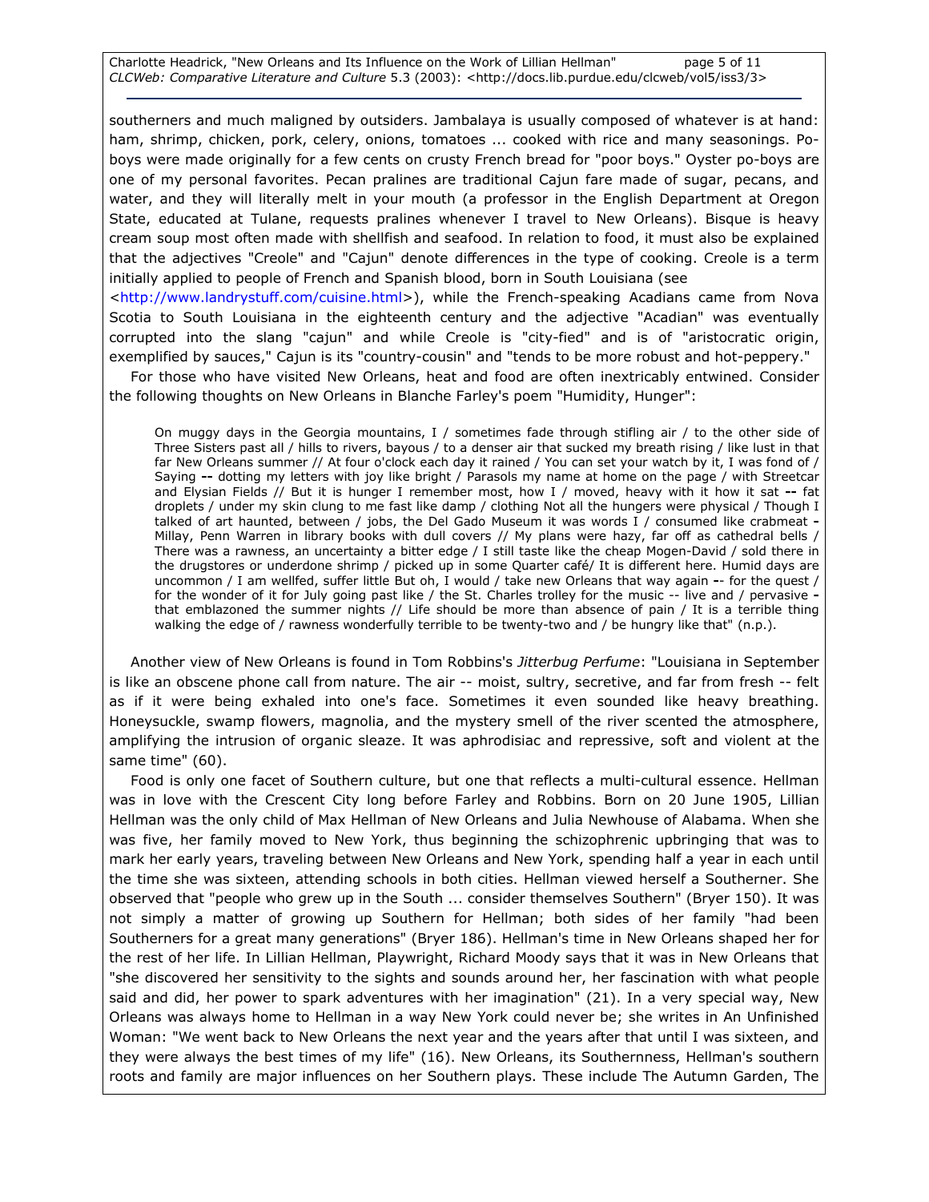southerners and much maligned by outsiders. Jambalaya is usually composed of whatever is at hand: ham, shrimp, chicken, pork, celery, onions, tomatoes ... cooked with rice and many seasonings. Po-boys were made originally for a few cents on crusty French bread for "poor boys." Oyster po-boys are one of my personal favorites. Pecan pralines are traditional Cajun fare made of sugar, pecans, and water, and they will literally melt in your mouth (a professor in the English Department at Oregon State, educated at Tulane, requests pralines whenever I travel to New Orleans). Bisque is heavy cream soup most often made with shellfish and seafood. In relation to food, it must also be explained that the adjectives "Creole" and "Cajun" denote differences in the type of cooking. Creole is a term initially applied to people of French and Spanish blood, born in South Louisiana (see <http://www.landrystuff.com/cuisine.html>), while the French-speaking Acadians came from Nova Scotia to South Louisiana in the eighteenth century and the adjective "Acadian" was eventually corrupted into the slang "cajun" and while Creole is "city-fied" and is of "aristocratic origin, exemplified by sauces," Cajun is its "country-cousin" and "tends to be more robust and hot-peppery."

For those who have visited New Orleans, heat and food are often inextricably entwined. Consider the following thoughts on New Orleans in Blanche Farley's poem "Humidity, Hunger":

> On muggy days in the Georgia mountains, I / sometimes fade through stifling air / to the other side of Three Sisters past all / hills to rivers, bayous / to a denser air that sucked my breath rising / like lust in that far New Orleans summer // At four o'clock each day it rained / You can set your watch by it, I was fond of / Saying -- dotting my letters with joy like bright / Parasols my name at home on the page / with Streetcar and Elysian Fields // But it is hunger I remember most, how I / moved, heavy with it how it sat -- fat droplets / under my skin clung to me fast like damp / clothing Not all the hungers were physical / Though I talked of art haunted, between / jobs, the Del Gado Museum it was words I / consumed like crabmeat - Millay, Penn Warren in library books with dull covers // My plans were hazy, far off as cathedral bells / There was a rawness, an uncertainty a bitter edge / I still taste like the cheap Mogen-David / sold there in the drugstores or underdone shrimp / picked up in some Quarter café/ It is different here. Humid days are uncommon / I am wellfed, suffer little But oh, I would / take new Orleans that way again -- for the quest / for the wonder of it for July going past like / the St. Charles trolley for the music -- live and / pervasive - that emblazoned the summer nights // Life should be more than absence of pain / It is a terrible thing walking the edge of / rawness wonderfully terrible to be twenty-two and / be hungry like that" (n.p.).

Another view of New Orleans is found in Tom Robbins's *Jitterbug Perfume*: "Louisiana in September is like an obscene phone call from nature. The air -- moist, sultry, secretive, and far from fresh -- felt as if it were being exhaled into one's face. Sometimes it even sounded like heavy breathing. Honeysuckle, swamp flowers, magnolia, and the mystery smell of the river scented the atmosphere, amplifying the intrusion of organic sleaze. It was aphrodisiac and repressive, soft and violent at the same time" (60).

Food is only one facet of Southern culture, but one that reflects a multi-cultural essence. Hellman was in love with the Crescent City long before Farley and Robbins. Born on 20 June 1905, Lillian Hellman was the only child of Max Hellman of New Orleans and Julia Newhouse of Alabama. When she was five, her family moved to New York, thus beginning the schizophrenic upbringing that was to mark her early years, traveling between New Orleans and New York, spending half a year in each until the time she was sixteen, attending schools in both cities. Hellman viewed herself a Southerner. She observed that "people who grew up in the South ... consider themselves Southern" (Bryer 150). It was not simply a matter of growing up Southern for Hellman; both sides of her family "had been Southerners for a great many generations" (Bryer 186). Hellman's time in New Orleans shaped her for the rest of her life. In Lillian Hellman, Playwright, Richard Moody says that it was in New Orleans that "she discovered her sensitivity to the sights and sounds around her, her fascination with what people said and did, her power to spark adventures with her imagination" (21). In a very special way, New Orleans was always home to Hellman in a way New York could never be; she writes in An Unfinished Woman: "We went back to New Orleans the next year and the years after that until I was sixteen, and they were always the best times of my life" (16). New Orleans, its Southernness, Hellman's southern roots and family are major influences on her Southern plays. These include The Autumn Garden, The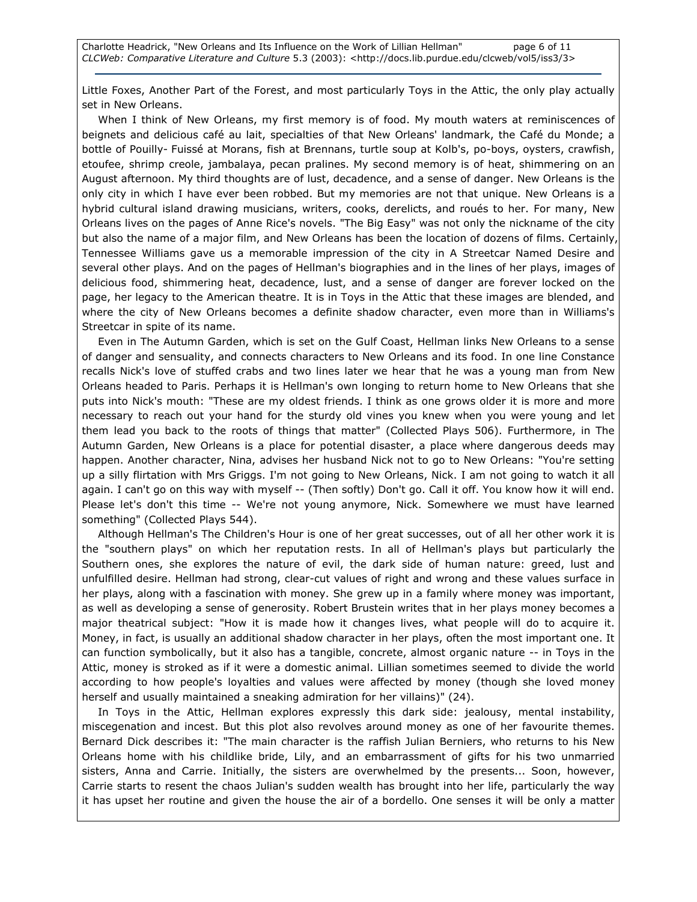Little Foxes, Another Part of the Forest, and most particularly Toys in the Attic, the only play actually set in New Orleans.

When I think of New Orleans, my first memory is of food. My mouth waters at reminiscences of beignets and delicious café au lait, specialties of that New Orleans' landmark, the Café du Monde; a bottle of Pouilly- Fuissé at Morans, fish at Brennans, turtle soup at Kolb's, po-boys, oysters, crawfish, etoufee, shrimp creole, jambalaya, pecan pralines. My second memory is of heat, shimmering on an August afternoon. My third thoughts are of lust, decadence, and a sense of danger. New Orleans is the only city in which I have ever been robbed. But my memories are not that unique. New Orleans is a hybrid cultural island drawing musicians, writers, cooks, derelicts, and roués to her. For many, New Orleans lives on the pages of Anne Rice's novels. "The Big Easy" was not only the nickname of the city but also the name of a major film, and New Orleans has been the location of dozens of films. Certainly, Tennessee Williams gave us a memorable impression of the city in A Streetcar Named Desire and several other plays. And on the pages of Hellman's biographies and in the lines of her plays, images of delicious food, shimmering heat, decadence, lust, and a sense of danger are forever locked on the page, her legacy to the American theatre. It is in Toys in the Attic that these images are blended, and where the city of New Orleans becomes a definite shadow character, even more than in Williams's Streetcar in spite of its name.

Even in The Autumn Garden, which is set on the Gulf Coast, Hellman links New Orleans to a sense of danger and sensuality, and connects characters to New Orleans and its food. In one line Constance recalls Nick's love of stuffed crabs and two lines later we hear that he was a young man from New Orleans headed to Paris. Perhaps it is Hellman's own longing to return home to New Orleans that she puts into Nick's mouth: "These are my oldest friends. I think as one grows older it is more and more necessary to reach out your hand for the sturdy old vines you knew when you were young and let them lead you back to the roots of things that matter" (Collected Plays 506). Furthermore, in The Autumn Garden, New Orleans is a place for potential disaster, a place where dangerous deeds may happen. Another character, Nina, advises her husband Nick not to go to New Orleans: "You're setting up a silly flirtation with Mrs Griggs. I'm not going to New Orleans, Nick. I am not going to watch it all again. I can't go on this way with myself -- (Then softly) Don't go. Call it off. You know how it will end. Please let's don't this time -- We're not young anymore, Nick. Somewhere we must have learned something" (Collected Plays 544).

Although Hellman's The Children's Hour is one of her great successes, out of all her other work it is the "southern plays" on which her reputation rests. In all of Hellman's plays but particularly the Southern ones, she explores the nature of evil, the dark side of human nature: greed, lust and unfulfilled desire. Hellman had strong, clear-cut values of right and wrong and these values surface in her plays, along with a fascination with money. She grew up in a family where money was important, as well as developing a sense of generosity. Robert Brustein writes that in her plays money becomes a major theatrical subject: "How it is made how it changes lives, what people will do to acquire it. Money, in fact, is usually an additional shadow character in her plays, often the most important one. It can function symbolically, but it also has a tangible, concrete, almost organic nature -- in Toys in the Attic, money is stroked as if it were a domestic animal. Lillian sometimes seemed to divide the world according to how people's loyalties and values were affected by money (though she loved money herself and usually maintained a sneaking admiration for her villains)" (24).

In Toys in the Attic, Hellman explores expressly this dark side: jealousy, mental instability, miscegenation and incest. But this plot also revolves around money as one of her favourite themes. Bernard Dick describes it: "The main character is the raffish Julian Berniers, who returns to his New Orleans home with his childlike bride, Lily, and an embarrassment of gifts for his two unmarried sisters, Anna and Carrie. Initially, the sisters are overwhelmed by the presents... Soon, however, Carrie starts to resent the chaos Julian's sudden wealth has brought into her life, particularly the way it has upset her routine and given the house the air of a bordello. One senses it will be only a matter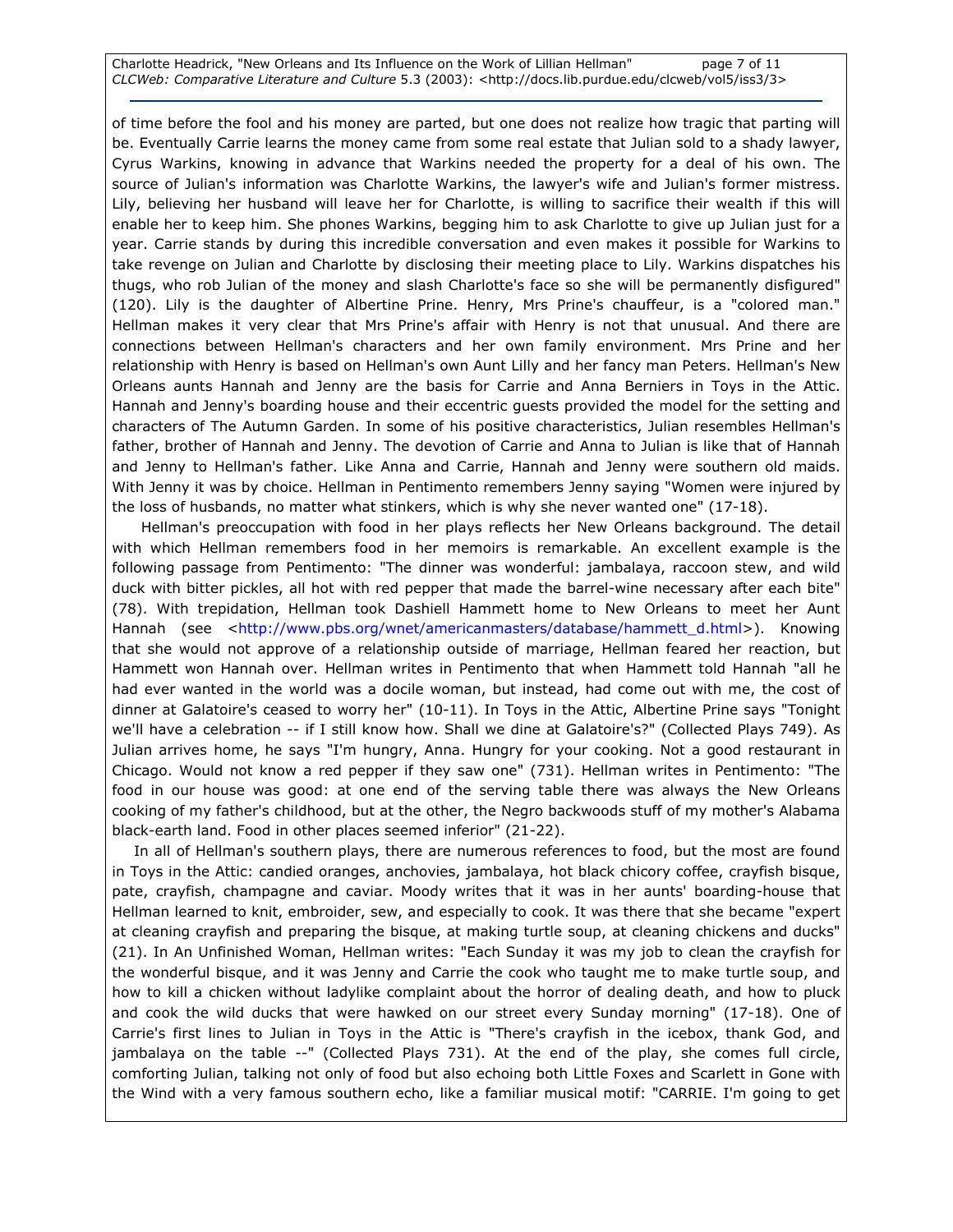of time before the fool and his money are parted, but one does not realize how tragic that parting will be. Eventually Carrie learns the money came from some real estate that Julian sold to a shady lawyer, Cyrus Warkins, knowing in advance that Warkins needed the property for a deal of his own. The source of Julian's information was Charlotte Warkins, the lawyer's wife and Julian's former mistress. Lily, believing her husband will leave her for Charlotte, is willing to sacrifice their wealth if this will enable her to keep him. She phones Warkins, begging him to ask Charlotte to give up Julian just for a year. Carrie stands by during this incredible conversation and even makes it possible for Warkins to take revenge on Julian and Charlotte by disclosing their meeting place to Lily. Warkins dispatches his thugs, who rob Julian of the money and slash Charlotte's face so she will be permanently disfigured" (120). Lily is the daughter of Albertine Prine. Henry, Mrs Prine's chauffeur, is a "colored man." Hellman makes it very clear that Mrs Prine's affair with Henry is not that unusual. And there are connections between Hellman's characters and her own family environment. Mrs Prine and her relationship with Henry is based on Hellman's own Aunt Lilly and her fancy man Peters. Hellman's New Orleans aunts Hannah and Jenny are the basis for Carrie and Anna Berniers in Toys in the Attic. Hannah and Jenny's boarding house and their eccentric guests provided the model for the setting and characters of The Autumn Garden. In some of his positive characteristics, Julian resembles Hellman's father, brother of Hannah and Jenny. The devotion of Carrie and Anna to Julian is like that of Hannah and Jenny to Hellman's father. Like Anna and Carrie, Hannah and Jenny were southern old maids. With Jenny it was by choice. Hellman in Pentimento remembers Jenny saying "Women were injured by the loss of husbands, no matter what stinkers, which is why she never wanted one" (17-18).

Hellman's preoccupation with food in her plays reflects her New Orleans background. The detail with which Hellman remembers food in her memoirs is remarkable. An excellent example is the following passage from Pentimento: "The dinner was wonderful: jambalaya, raccoon stew, and wild duck with bitter pickles, all hot with red pepper that made the barrel-wine necessary after each bite" (78). With trepidation, Hellman took Dashiell Hammett home to New Orleans to meet her Aunt Hannah (see <http://www.pbs.org/wnet/americanmasters/database/hammett_d.html>). Knowing that she would not approve of a relationship outside of marriage, Hellman feared her reaction, but Hammett won Hannah over. Hellman writes in Pentimento that when Hammett told Hannah "all he had ever wanted in the world was a docile woman, but instead, had come out with me, the cost of dinner at Galatoire's ceased to worry her" (10-11). In Toys in the Attic, Albertine Prine says "Tonight we'll have a celebration -- if I still know how. Shall we dine at Galatoire's?" (Collected Plays 749). As Julian arrives home, he says "I'm hungry, Anna. Hungry for your cooking. Not a good restaurant in Chicago. Would not know a red pepper if they saw one" (731). Hellman writes in Pentimento: "The food in our house was good: at one end of the serving table there was always the New Orleans cooking of my father's childhood, but at the other, the Negro backwoods stuff of my mother's Alabama black-earth land. Food in other places seemed inferior" (21-22).

In all of Hellman's southern plays, there are numerous references to food, but the most are found in Toys in the Attic: candied oranges, anchovies, jambalaya, hot black chicory coffee, crayfish bisque, pate, crayfish, champagne and caviar. Moody writes that it was in her aunts' boarding-house that Hellman learned to knit, embroider, sew, and especially to cook. It was there that she became "expert at cleaning crayfish and preparing the bisque, at making turtle soup, at cleaning chickens and ducks" (21). In An Unfinished Woman, Hellman writes: "Each Sunday it was my job to clean the crayfish for the wonderful bisque, and it was Jenny and Carrie the cook who taught me to make turtle soup, and how to kill a chicken without ladylike complaint about the horror of dealing death, and how to pluck and cook the wild ducks that were hawked on our street every Sunday morning" (17-18). One of Carrie's first lines to Julian in Toys in the Attic is "There's crayfish in the icebox, thank God, and jambalaya on the table --" (Collected Plays 731). At the end of the play, she comes full circle, comforting Julian, talking not only of food but also echoing both Little Foxes and Scarlett in Gone with the Wind with a very famous southern echo, like a familiar musical motif: "CARRIE. I'm going to get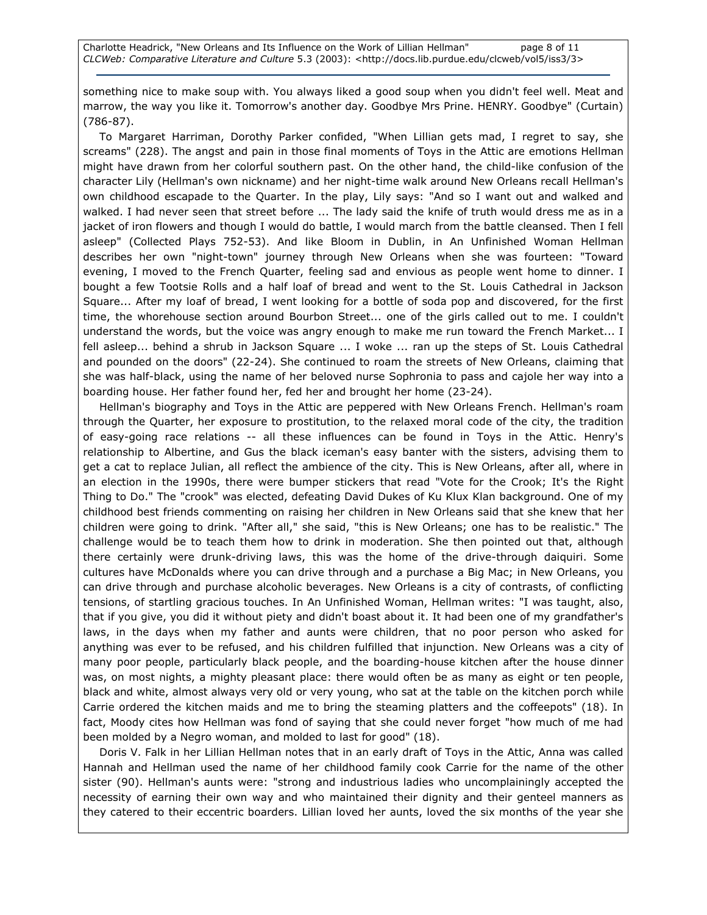something nice to make soup with. You always liked a good soup when you didn't feel well. Meat and marrow, the way you like it. Tomorrow's another day. Goodbye Mrs Prine. HENRY. Goodbye" (Curtain) (786-87).

To Margaret Harriman, Dorothy Parker confided, "When Lillian gets mad, I regret to say, she screams" (228). The angst and pain in those final moments of Toys in the Attic are emotions Hellman might have drawn from her colorful southern past. On the other hand, the child-like confusion of the character Lily (Hellman's own nickname) and her night-time walk around New Orleans recall Hellman's own childhood escapade to the Quarter. In the play, Lily says: "And so I want out and walked and walked. I had never seen that street before ... The lady said the knife of truth would dress me as in a jacket of iron flowers and though I would do battle, I would march from the battle cleansed. Then I fell asleep" (Collected Plays 752-53). And like Bloom in Dublin, in An Unfinished Woman Hellman describes her own "night-town" journey through New Orleans when she was fourteen: "Toward evening, I moved to the French Quarter, feeling sad and envious as people went home to dinner. I bought a few Tootsie Rolls and a half loaf of bread and went to the St. Louis Cathedral in Jackson Square... After my loaf of bread, I went looking for a bottle of soda pop and discovered, for the first time, the whorehouse section around Bourbon Street... one of the girls called out to me. I couldn't understand the words, but the voice was angry enough to make me run toward the French Market... I fell asleep... behind a shrub in Jackson Square ... I woke ... ran up the steps of St. Louis Cathedral and pounded on the doors" (22-24). She continued to roam the streets of New Orleans, claiming that she was half-black, using the name of her beloved nurse Sophronia to pass and cajole her way into a boarding house. Her father found her, fed her and brought her home (23-24).

Hellman's biography and Toys in the Attic are peppered with New Orleans French. Hellman's roam through the Quarter, her exposure to prostitution, to the relaxed moral code of the city, the tradition of easy-going race relations -- all these influences can be found in Toys in the Attic. Henry's relationship to Albertine, and Gus the black iceman's easy banter with the sisters, advising them to get a cat to replace Julian, all reflect the ambience of the city. This is New Orleans, after all, where in an election in the 1990s, there were bumper stickers that read "Vote for the Crook; It's the Right Thing to Do." The "crook" was elected, defeating David Dukes of Ku Klux Klan background. One of my childhood best friends commenting on raising her children in New Orleans said that she knew that her children were going to drink. "After all," she said, "this is New Orleans; one has to be realistic." The challenge would be to teach them how to drink in moderation. She then pointed out that, although there certainly were drunk-driving laws, this was the home of the drive-through daiquiri. Some cultures have McDonalds where you can drive through and a purchase a Big Mac; in New Orleans, you can drive through and purchase alcoholic beverages. New Orleans is a city of contrasts, of conflicting tensions, of startling gracious touches. In An Unfinished Woman, Hellman writes: "I was taught, also, that if you give, you did it without piety and didn't boast about it. It had been one of my grandfather's laws, in the days when my father and aunts were children, that no poor person who asked for anything was ever to be refused, and his children fulfilled that injunction. New Orleans was a city of many poor people, particularly black people, and the boarding-house kitchen after the house dinner was, on most nights, a mighty pleasant place: there would often be as many as eight or ten people, black and white, almost always very old or very young, who sat at the table on the kitchen porch while Carrie ordered the kitchen maids and me to bring the steaming platters and the coffeepots" (18). In fact, Moody cites how Hellman was fond of saying that she could never forget "how much of me had been molded by a Negro woman, and molded to last for good" (18).

Doris V. Falk in her Lillian Hellman notes that in an early draft of Toys in the Attic, Anna was called Hannah and Hellman used the name of her childhood family cook Carrie for the name of the other sister (90). Hellman's aunts were: "strong and industrious ladies who uncomplainingly accepted the necessity of earning their own way and who maintained their dignity and their genteel manners as they catered to their eccentric boarders. Lillian loved her aunts, loved the six months of the year she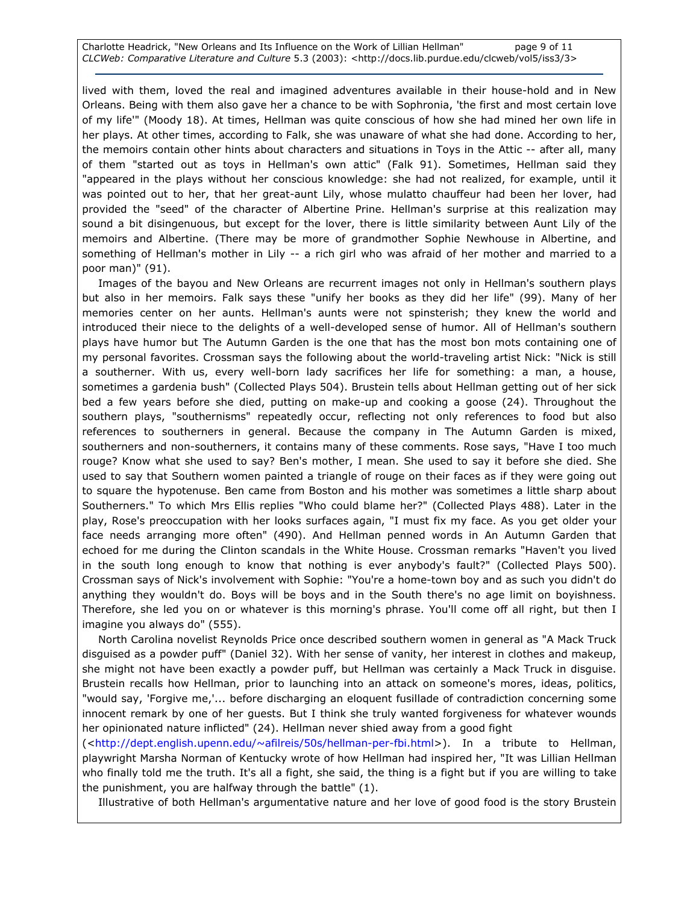lived with them, loved the real and imagined adventures available in their house-hold and in New Orleans. Being with them also gave her a chance to be with Sophronia, 'the first and most certain love of my life'" (Moody 18). At times, Hellman was quite conscious of how she had mined her own life in her plays. At other times, according to Falk, she was unaware of what she had done. According to her, the memoirs contain other hints about characters and situations in Toys in the Attic -- after all, many of them "started out as toys in Hellman's own attic" (Falk 91). Sometimes, Hellman said they "appeared in the plays without her conscious knowledge: she had not realized, for example, until it was pointed out to her, that her great-aunt Lily, whose mulatto chauffeur had been her lover, had provided the "seed" of the character of Albertine Prine. Hellman's surprise at this realization may sound a bit disingenuous, but except for the lover, there is little similarity between Aunt Lily of the memoirs and Albertine. (There may be more of grandmother Sophie Newhouse in Albertine, and something of Hellman's mother in Lily -- a rich girl who was afraid of her mother and married to a poor man)" (91).

Images of the bayou and New Orleans are recurrent images not only in Hellman's southern plays but also in her memoirs. Falk says these "unify her books as they did her life" (99). Many of her memories center on her aunts. Hellman's aunts were not spinsterish; they knew the world and introduced their niece to the delights of a well-developed sense of humor. All of Hellman's southern plays have humor but The Autumn Garden is the one that has the most bon mots containing one of my personal favorites. Crossman says the following about the world-traveling artist Nick: "Nick is still a southerner. With us, every well-born lady sacrifices her life for something: a man, a house, sometimes a gardenia bush" (Collected Plays 504). Brustein tells about Hellman getting out of her sick bed a few years before she died, putting on make-up and cooking a goose (24). Throughout the southern plays, "southernisms" repeatedly occur, reflecting not only references to food but also references to southerners in general. Because the company in The Autumn Garden is mixed, southerners and non-southerners, it contains many of these comments. Rose says, "Have I too much rouge? Know what she used to say? Ben's mother, I mean. She used to say it before she died. She used to say that Southern women painted a triangle of rouge on their faces as if they were going out to square the hypotenuse. Ben came from Boston and his mother was sometimes a little sharp about Southerners." To which Mrs Ellis replies "Who could blame her?" (Collected Plays 488). Later in the play, Rose's preoccupation with her looks surfaces again, "I must fix my face. As you get older your face needs arranging more often" (490). And Hellman penned words in An Autumn Garden that echoed for me during the Clinton scandals in the White House. Crossman remarks "Haven't you lived in the south long enough to know that nothing is ever anybody's fault?" (Collected Plays 500). Crossman says of Nick's involvement with Sophie: "You're a home-town boy and as such you didn't do anything they wouldn't do. Boys will be boys and in the South there's no age limit on boyishness. Therefore, she led you on or whatever is this morning's phrase. You'll come off all right, but then I imagine you always do" (555).

North Carolina novelist Reynolds Price once described southern women in general as "A Mack Truck disguised as a powder puff" (Daniel 32). With her sense of vanity, her interest in clothes and makeup, she might not have been exactly a powder puff, but Hellman was certainly a Mack Truck in disguise. Brustein recalls how Hellman, prior to launching into an attack on someone's mores, ideas, politics, "would say, 'Forgive me,'... before discharging an eloquent fusillade of contradiction concerning some innocent remark by one of her guests. But I think she truly wanted forgiveness for whatever wounds her opinionated nature inflicted" (24). Hellman never shied away from a good fight (<http://dept.english.upenn.edu/~afilreis/50s/hellman-per-fbi.html>). In a tribute to Hellman, playwright Marsha Norman of Kentucky wrote of how Hellman had inspired her, "It was Lillian Hellman who finally told me the truth. It's all a fight, she said, the thing is a fight but if you are willing to take the punishment, you are halfway through the battle" (1).

Illustrative of both Hellman's argumentative nature and her love of good food is the story Brustein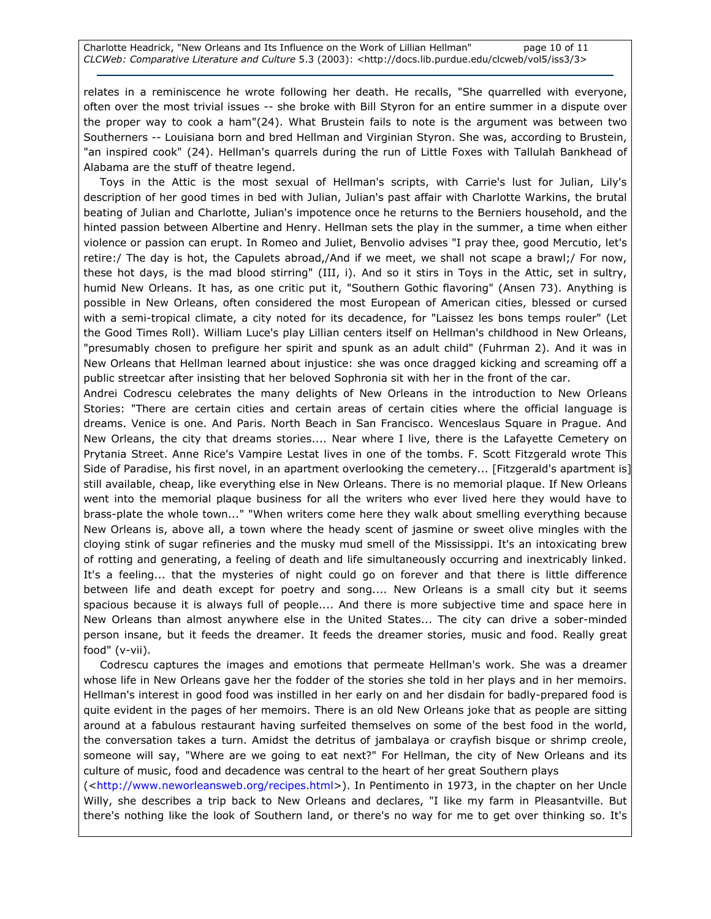relates in a reminiscence he wrote following her death. He recalls, "She quarrelled with everyone, often over the most trivial issues -- she broke with Bill Styron for an entire summer in a dispute over the proper way to cook a ham"(24). What Brustein fails to note is the argument was between two Southerners -- Louisiana born and bred Hellman and Virginian Styron. She was, according to Brustein, "an inspired cook" (24). Hellman's quarrels during the run of Little Foxes with Tallulah Bankhead of Alabama are the stuff of theatre legend.

Toys in the Attic is the most sexual of Hellman's scripts, with Carrie's lust for Julian, Lily's description of her good times in bed with Julian, Julian's past affair with Charlotte Warkins, the brutal beating of Julian and Charlotte, Julian's impotence once he returns to the Berniers household, and the hinted passion between Albertine and Henry. Hellman sets the play in the summer, a time when either violence or passion can erupt. In Romeo and Juliet, Benvolio advises "I pray thee, good Mercutio, let's retire:/ The day is hot, the Capulets abroad,/And if we meet, we shall not scape a brawl;/ For now, these hot days, is the mad blood stirring" (III, i). And so it stirs in Toys in the Attic, set in sultry, humid New Orleans. It has, as one critic put it, "Southern Gothic flavoring" (Ansen 73). Anything is possible in New Orleans, often considered the most European of American cities, blessed or cursed with a semi-tropical climate, a city noted for its decadence, for "Laissez les bons temps rouler" (Let the Good Times Roll). William Luce's play Lillian centers itself on Hellman's childhood in New Orleans, "presumably chosen to prefigure her spirit and spunk as an adult child" (Fuhrman 2). And it was in New Orleans that Hellman learned about injustice: she was once dragged kicking and screaming off a public streetcar after insisting that her beloved Sophronia sit with her in the front of the car.

Andrei Codrescu celebrates the many delights of New Orleans in the introduction to New Orleans Stories: "There are certain cities and certain areas of certain cities where the official language is dreams. Venice is one. And Paris. North Beach in San Francisco. Wenceslaus Square in Prague. And New Orleans, the city that dreams stories.... Near where I live, there is the Lafayette Cemetery on Prytania Street. Anne Rice's Vampire Lestat lives in one of the tombs. F. Scott Fitzgerald wrote This Side of Paradise, his first novel, in an apartment overlooking the cemetery... [Fitzgerald's apartment is] still available, cheap, like everything else in New Orleans. There is no memorial plaque. If New Orleans went into the memorial plaque business for all the writers who ever lived here they would have to brass-plate the whole town..." "When writers come here they walk about smelling everything because New Orleans is, above all, a town where the heady scent of jasmine or sweet olive mingles with the cloying stink of sugar refineries and the musky mud smell of the Mississippi. It's an intoxicating brew of rotting and generating, a feeling of death and life simultaneously occurring and inextricably linked. It's a feeling... that the mysteries of night could go on forever and that there is little difference between life and death except for poetry and song.... New Orleans is a small city but it seems spacious because it is always full of people.... And there is more subjective time and space here in New Orleans than almost anywhere else in the United States... The city can drive a sober-minded person insane, but it feeds the dreamer. It feeds the dreamer stories, music and food. Really great food" (v-vii).

Codrescu captures the images and emotions that permeate Hellman's work. She was a dreamer whose life in New Orleans gave her the fodder of the stories she told in her plays and in her memoirs. Hellman's interest in good food was instilled in her early on and her disdain for badly-prepared food is quite evident in the pages of her memoirs. There is an old New Orleans joke that as people are sitting around at a fabulous restaurant having surfeited themselves on some of the best food in the world, the conversation takes a turn. Amidst the detritus of jambalaya or crayfish bisque or shrimp creole, someone will say, "Where are we going to eat next?" For Hellman, the city of New Orleans and its culture of music, food and decadence was central to the heart of her great Southern plays (<http://www.neworleansweb.org/recipes.html>). In Pentimento in 1973, in the chapter on her Uncle Willy, she describes a trip back to New Orleans and declares, "I like my farm in Pleasantville. But there's nothing like the look of Southern land, or there's no way for me to get over thinking so. It's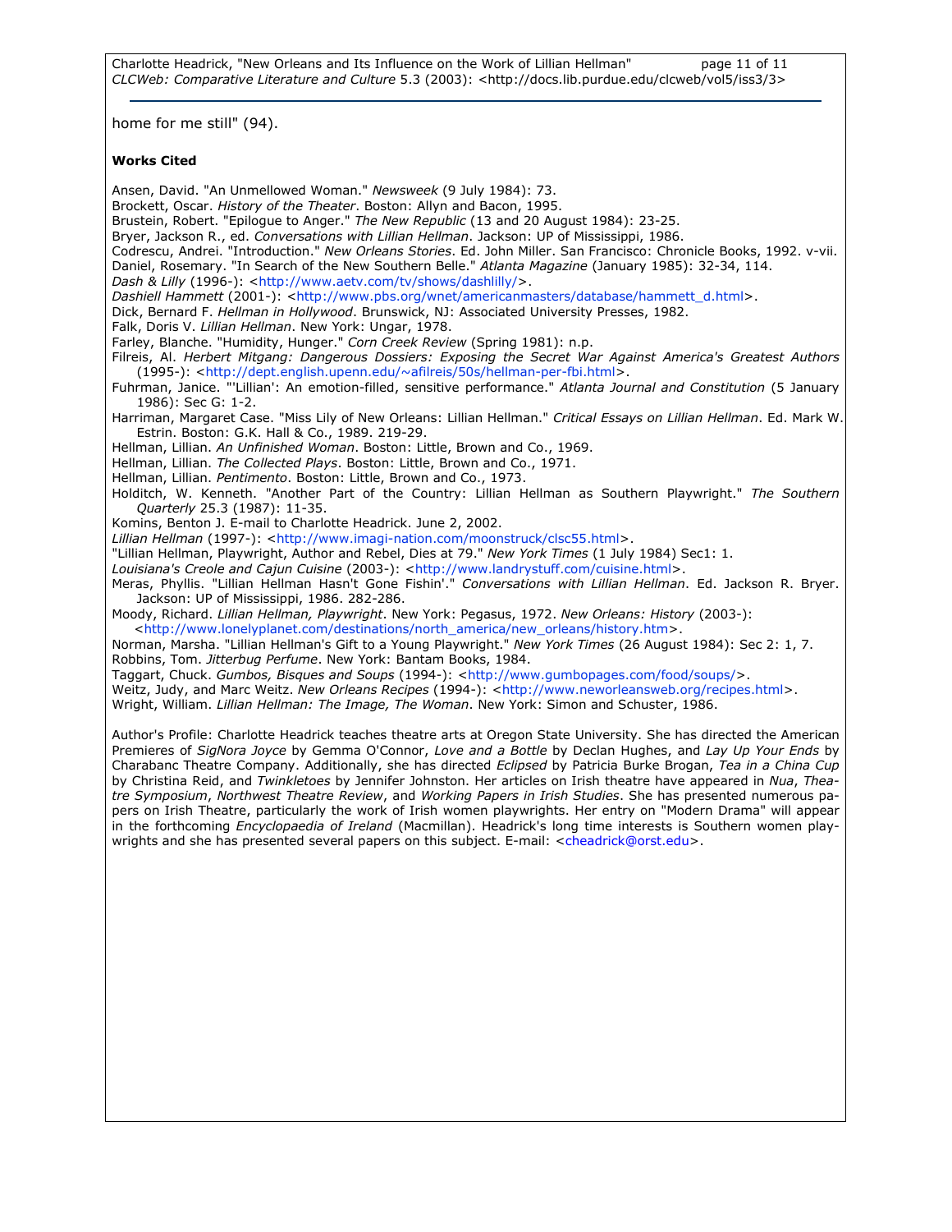home for me still" (94).

**Works Cited**

Ansen, David. "An Unmellowed Woman." *Newsweek* (9 July 1984): 73.
Brockett, Oscar. *History of the Theater*. Boston: Allyn and Bacon, 1995.
Brustein, Robert. "Epilogue to Anger." *The New Republic* (13 and 20 August 1984): 23-25.
Bryer, Jackson R., ed. *Conversations with Lillian Hellman*. Jackson: UP of Mississippi, 1986.
Codrescu, Andrei. "Introduction." *New Orleans Stories*. Ed. John Miller. San Francisco: Chronicle Books, 1992. v-vii.
Daniel, Rosemary. "In Search of the New Southern Belle." *Atlanta Magazine* (January 1985): 32-34, 114.
*Dash & Lilly* (1996-): <http://www.aetv.com/tv/shows/dashlilly/>.
*Dashiell Hammett* (2001-): <http://www.pbs.org/wnet/americanmasters/database/hammett_d.html>.
Dick, Bernard F. *Hellman in Hollywood*. Brunswick, NJ: Associated University Presses, 1982.
Falk, Doris V. *Lillian Hellman*. New York: Ungar, 1978.
Farley, Blanche. "Humidity, Hunger." *Corn Creek Review* (Spring 1981): n.p.
Filreis, Al. *Herbert Mitgang: Dangerous Dossiers: Exposing the Secret War Against America's Greatest Authors* (1995-): <http://dept.english.upenn.edu/~afilreis/50s/hellman-per-fbi.html>.
Fuhrman, Janice. "'Lillian': An emotion-filled, sensitive performance." *Atlanta Journal and Constitution* (5 January 1986): Sec G: 1-2.
Harriman, Margaret Case. "Miss Lily of New Orleans: Lillian Hellman." *Critical Essays on Lillian Hellman*. Ed. Mark W. Estrin. Boston: G.K. Hall & Co., 1989. 219-29.
Hellman, Lillian. *An Unfinished Woman*. Boston: Little, Brown and Co., 1969.
Hellman, Lillian. *The Collected Plays*. Boston: Little, Brown and Co., 1971.
Hellman, Lillian. *Pentimento*. Boston: Little, Brown and Co., 1973.
Holditch, W. Kenneth. "Another Part of the Country: Lillian Hellman as Southern Playwright." *The Southern Quarterly* 25.3 (1987): 11-35.
Komins, Benton J. E-mail to Charlotte Headrick. June 2, 2002.
*Lillian Hellman* (1997-): <http://www.imagi-nation.com/moonstruck/clsc55.html>.
"Lillian Hellman, Playwright, Author and Rebel, Dies at 79." *New York Times* (1 July 1984) Sec1: 1.
*Louisiana's Creole and Cajun Cuisine* (2003-): <http://www.landrystuff.com/cuisine.html>.
Meras, Phyllis. "Lillian Hellman Hasn't Gone Fishin'." *Conversations with Lillian Hellman*. Ed. Jackson R. Bryer. Jackson: UP of Mississippi, 1986. 282-286.
Moody, Richard. *Lillian Hellman, Playwright*. New York: Pegasus, 1972. *New Orleans: History* (2003-): <http://www.lonelyplanet.com/destinations/north_america/new_orleans/history.htm>.
Norman, Marsha. "Lillian Hellman's Gift to a Young Playwright." *New York Times* (26 August 1984): Sec 2: 1, 7.
Robbins, Tom. *Jitterbug Perfume*. New York: Bantam Books, 1984.
Taggart, Chuck. *Gumbos, Bisques and Soups* (1994-): <http://www.gumbopages.com/food/soups/>.
Weitz, Judy, and Marc Weitz. *New Orleans Recipes* (1994-): <http://www.neworleansweb.org/recipes.html>.
Wright, William. *Lillian Hellman: The Image, The Woman*. New York: Simon and Schuster, 1986.

Author's Profile: Charlotte Headrick teaches theatre arts at Oregon State University. She has directed the American Premieres of *SigNora Joyce* by Gemma O'Connor, *Love and a Bottle* by Declan Hughes, and *Lay Up Your Ends* by Charabanc Theatre Company. Additionally, she has directed *Eclipsed* by Patricia Burke Brogan, *Tea in a China Cup* by Christina Reid, and *Twinkletoes* by Jennifer Johnston. Her articles on Irish theatre have appeared in *Nua*, *Theatre Symposium*, *Northwest Theatre Review*, and *Working Papers in Irish Studies*. She has presented numerous papers on Irish Theatre, particularly the work of Irish women playwrights. Her entry on "Modern Drama" will appear in the forthcoming *Encyclopaedia of Ireland* (Macmillan). Headrick's long time interests is Southern women playwrights and she has presented several papers on this subject. E-mail: <cheadrick@orst.edu>.